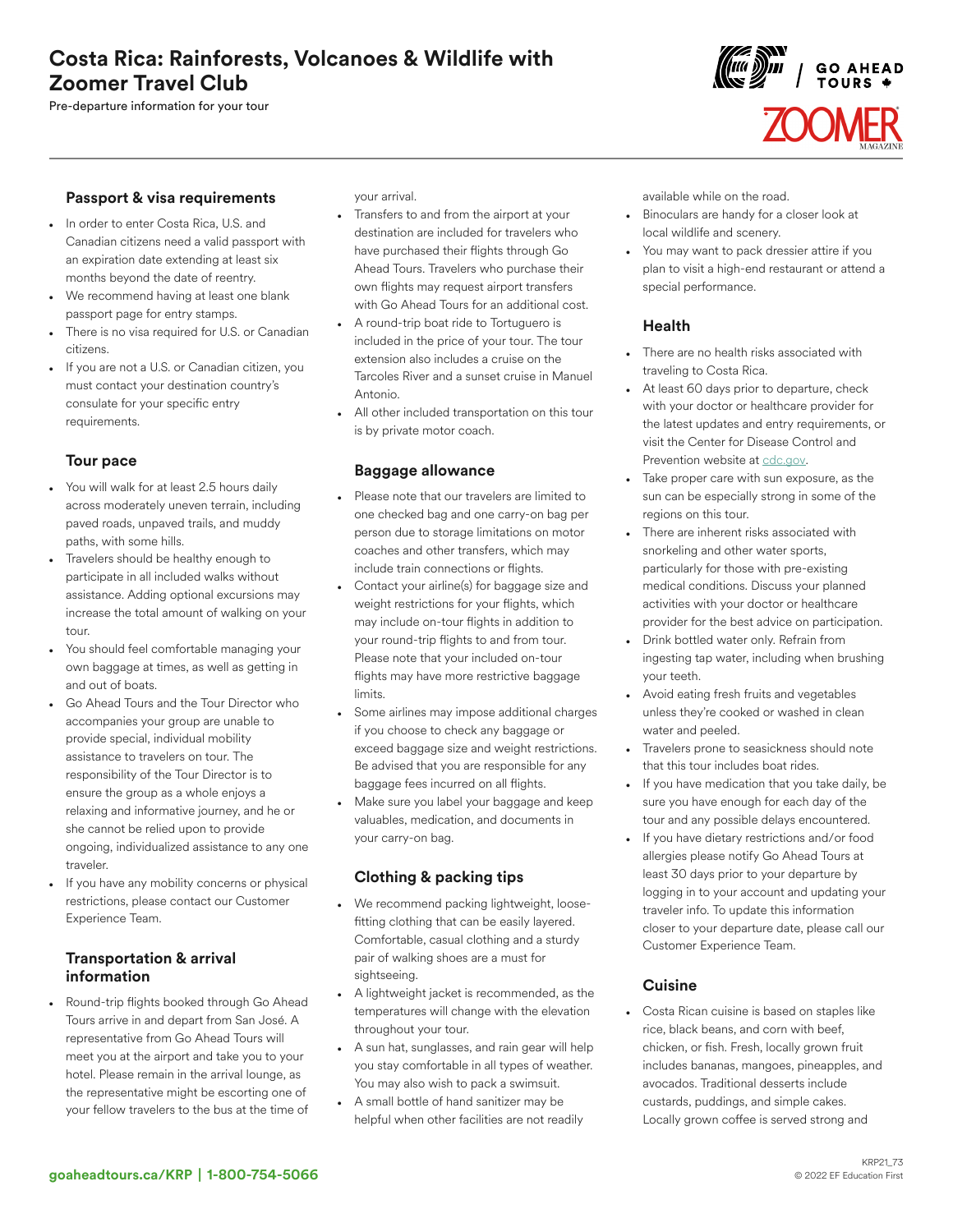# Costa Rica: Rainforests, Volcanoes & Wildlife with Zoomer Travel Club

Pre-departure information for your tour

## Passport & visa requirements

- In order to enter Costa Rica, U.S. and Canadian citizens need a valid passport with an expiration date extending at least six months beyond the date of reentry.
- We recommend having at least one blank passport page for entry stamps.
- There is no visa required for U.S. or Canadian citizens.
- If you are not a U.S. or Canadian citizen, you must contact your destination country's consulate for your specific entry requirements.

## Tour pace

- You will walk for at least 2.5 hours daily across moderately uneven terrain, including paved roads, unpaved trails, and muddy paths, with some hills.
- Travelers should be healthy enough to participate in all included walks without assistance. Adding optional excursions may increase the total amount of walking on your tour.
- You should feel comfortable managing your own baggage at times, as well as getting in and out of boats.
- Go Ahead Tours and the Tour Director who accompanies your group are unable to provide special, individual mobility assistance to travelers on tour. The responsibility of the Tour Director is to ensure the group as a whole enjoys a relaxing and informative journey, and he or she cannot be relied upon to provide ongoing, individualized assistance to any one traveler.
- If you have any mobility concerns or physical restrictions, please contact our Customer Experience Team.

## Transportation & arrival information

- Round-trip flights booked through Go Ahead Tours arrive in and depart from San José. A representative from Go Ahead Tours will meet you at the airport and take you to your hotel. Please remain in the arrival lounge, as the representative might be escorting one of your fellow travelers to the bus at the time of your arrival.
- Transfers to and from the airport at your destination are included for travelers who have purchased their flights through Go Ahead Tours. Travelers who purchase their own flights may request airport transfers with Go Ahead Tours for an additional cost.
- A round-trip boat ride to Tortuguero is included in the price of your tour. The tour extension also includes a cruise on the Tarcoles River and a sunset cruise in Manuel Antonio.
- All other included transportation on this tour is by private motor coach.

## Baggage allowance

- Please note that our travelers are limited to one checked bag and one carry-on bag per person due to storage limitations on motor coaches and other transfers, which may include train connections or flights.
- Contact your airline(s) for baggage size and weight restrictions for your flights, which may include on-tour flights in addition to your round-trip flights to and from tour. Please note that your included on-tour flights may have more restrictive baggage limits.
- Some airlines may impose additional charges if you choose to check any baggage or exceed baggage size and weight restrictions. Be advised that you are responsible for any baggage fees incurred on all flights.
- Make sure you label your baggage and keep valuables, medication, and documents in your carry-on bag.

## Clothing & packing tips

- We recommend packing lightweight, loose-fitting clothing that can be easily layered. Comfortable, casual clothing and a sturdy pair of walking shoes are a must for sightseeing.
- A lightweight jacket is recommended, as the temperatures will change with the elevation throughout your tour.
- A sun hat, sunglasses, and rain gear will help you stay comfortable in all types of weather. You may also wish to pack a swimsuit.
- A small bottle of hand sanitizer may be helpful when other facilities are not readily available while on the road.
- Binoculars are handy for a closer look at local wildlife and scenery.
- You may want to pack dressier attire if you plan to visit a high-end restaurant or attend a special performance.

## Health

- There are no health risks associated with traveling to Costa Rica.
- At least 60 days prior to departure, check with your doctor or healthcare provider for the latest updates and entry requirements, or visit the Center for Disease Control and Prevention website at cdc.gov.
- Take proper care with sun exposure, as the sun can be especially strong in some of the regions on this tour.
- There are inherent risks associated with snorkeling and other water sports, particularly for those with pre-existing medical conditions. Discuss your planned activities with your doctor or healthcare provider for the best advice on participation.
- Drink bottled water only. Refrain from ingesting tap water, including when brushing your teeth.
- Avoid eating fresh fruits and vegetables unless they're cooked or washed in clean water and peeled.
- Travelers prone to seasickness should note that this tour includes boat rides.
- If you have medication that you take daily, be sure you have enough for each day of the tour and any possible delays encountered.
- If you have dietary restrictions and/or food allergies please notify Go Ahead Tours at least 30 days prior to your departure by logging in to your account and updating your traveler info. To update this information closer to your departure date, please call our Customer Experience Team.

## Cuisine

- Costa Rican cuisine is based on staples like rice, black beans, and corn with beef, chicken, or fish. Fresh, locally grown fruit includes bananas, mangoes, pineapples, and avocados. Traditional desserts include custards, puddings, and simple cakes. Locally grown coffee is served strong and

goaheadtours.ca/KRP | 1-800-754-5066

KRP21_73
© 2022 EF Education First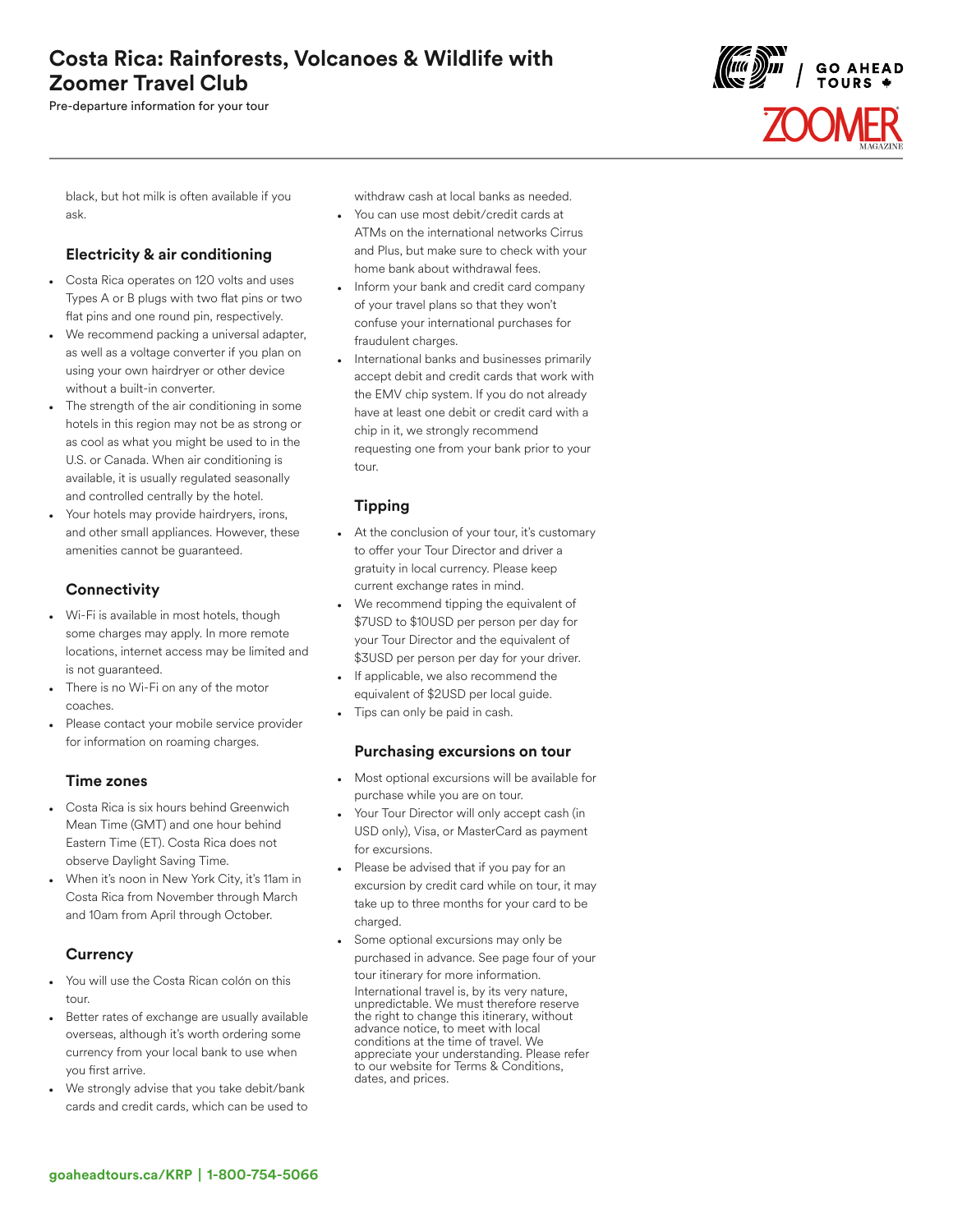black, but hot milk is often available if you ask.

### Electricity & air conditioning

- Costa Rica operates on 120 volts and uses Types A or B plugs with two flat pins or two flat pins and one round pin, respectively.
- We recommend packing a universal adapter, as well as a voltage converter if you plan on using your own hairdryer or other device without a built-in converter.
- The strength of the air conditioning in some hotels in this region may not be as strong or as cool as what you might be used to in the U.S. or Canada. When air conditioning is available, it is usually regulated seasonally and controlled centrally by the hotel.
- Your hotels may provide hairdryers, irons, and other small appliances. However, these amenities cannot be guaranteed.

### Connectivity

- Wi-Fi is available in most hotels, though some charges may apply. In more remote locations, internet access may be limited and is not guaranteed.
- There is no Wi-Fi on any of the motor coaches.
- Please contact your mobile service provider for information on roaming charges.

### Time zones

- Costa Rica is six hours behind Greenwich Mean Time (GMT) and one hour behind Eastern Time (ET). Costa Rica does not observe Daylight Saving Time.
- When it's noon in New York City, it's 11am in Costa Rica from November through March and 10am from April through October.

### Currency

- You will use the Costa Rican colón on this tour.
- Better rates of exchange are usually available overseas, although it's worth ordering some currency from your local bank to use when you first arrive.
- We strongly advise that you take debit/bank cards and credit cards, which can be used to withdraw cash at local banks as needed.
- You can use most debit/credit cards at ATMs on the international networks Cirrus and Plus, but make sure to check with your home bank about withdrawal fees.
- Inform your bank and credit card company of your travel plans so that they won't confuse your international purchases for fraudulent charges.
- International banks and businesses primarily accept debit and credit cards that work with the EMV chip system. If you do not already have at least one debit or credit card with a chip in it, we strongly recommend requesting one from your bank prior to your tour.

### Tipping

- At the conclusion of your tour, it's customary to offer your Tour Director and driver a gratuity in local currency. Please keep current exchange rates in mind.
- We recommend tipping the equivalent of $7USD to $10USD per person per day for your Tour Director and the equivalent of $3USD per person per day for your driver.
- If applicable, we also recommend the equivalent of $2USD per local guide.
- Tips can only be paid in cash.

### Purchasing excursions on tour

- Most optional excursions will be available for purchase while you are on tour.
- Your Tour Director will only accept cash (in USD only), Visa, or MasterCard as payment for excursions.
- Please be advised that if you pay for an excursion by credit card while on tour, it may take up to three months for your card to be charged.
- Some optional excursions may only be purchased in advance. See page four of your tour itinerary for more information.

International travel is, by its very nature, unpredictable. We must therefore reserve the right to change this itinerary, without advance notice, to meet with local conditions at the time of travel. We appreciate your understanding. Please refer to our website for Terms & Conditions, dates, and prices.